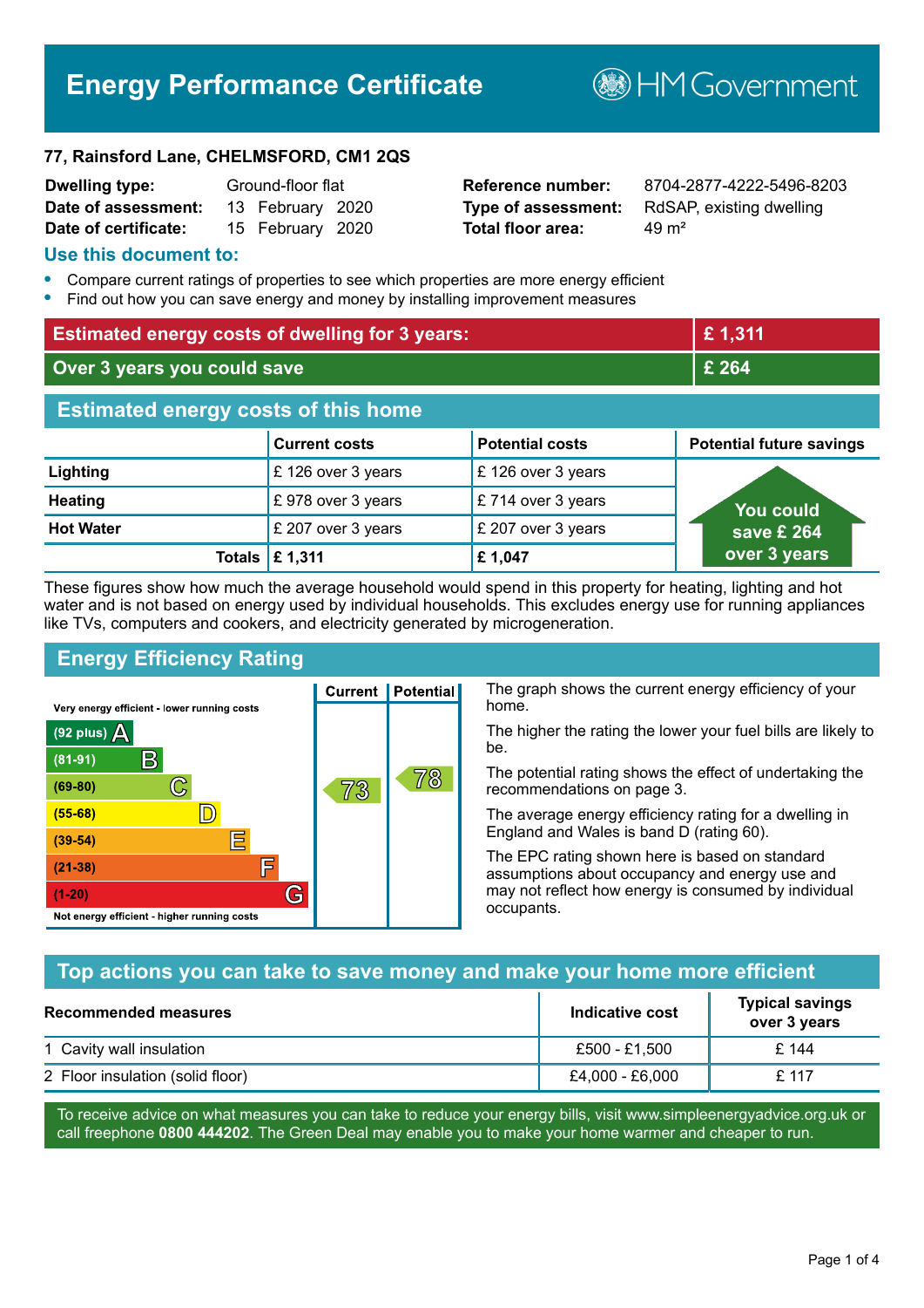# Energy Performance Certificate

HM Government

**77, Rainsford Lane, CHELMSFORD, CM1 2QS**

| | | | |
|---|---|---|---|
| **Dwelling type:** | Ground-floor flat | **Reference number:** | 8704-2877-4222-5496-8203 |
| **Date of assessment:** | 13 February 2020 | **Type of assessment:** | RdSAP, existing dwelling |
| **Date of certificate:** | 15 February 2020 | **Total floor area:** | 49 m² |

## Use this document to:

- Compare current ratings of properties to see which properties are more energy efficient
- Find out how you can save energy and money by installing improvement measures

| | |
|---|---|
| **Estimated energy costs of dwelling for 3 years:** | **£ 1,311** |
| **Over 3 years you could save** | **£ 264** |

## Estimated energy costs of this home

| | Current costs | Potential costs | Potential future savings |
|---|---|---|---|
| **Lighting** | £ 126 over 3 years | £ 126 over 3 years | You could save £ 264 over 3 years |
| **Heating** | £ 978 over 3 years | £ 714 over 3 years | |
| **Hot Water** | £ 207 over 3 years | £ 207 over 3 years | |
| **Totals** | **£ 1,311** | **£ 1,047** | |

These figures show how much the average household would spend in this property for heating, lighting and hot water and is not based on energy used by individual households. This excludes energy use for running appliances like TVs, computers and cookers, and electricity generated by microgeneration.

## Energy Efficiency Rating

| Rating | Current | Potential |
|---|---|---|
| Very energy efficient - lower running costs | | |
| (92 plus) A | | |
| (81-91) B | | |
| (69-80) C | 73 | 78 |
| (55-68) D | | |
| (39-54) E | | |
| (21-38) F | | |
| (1-20) G | | |
| Not energy efficient - higher running costs | | |

The graph shows the current energy efficiency of your home.

The higher the rating the lower your fuel bills are likely to be.

The potential rating shows the effect of undertaking the recommendations on page 3.

The average energy efficiency rating for a dwelling in England and Wales is band D (rating 60).

The EPC rating shown here is based on standard assumptions about occupancy and energy use and may not reflect how energy is consumed by individual occupants.

## Top actions you can take to save money and make your home more efficient

| Recommended measures | Indicative cost | Typical savings over 3 years |
|---|---|---|
| 1 Cavity wall insulation | £500 - £1,500 | £ 144 |
| 2 Floor insulation (solid floor) | £4,000 - £6,000 | £ 117 |

To receive advice on what measures you can take to reduce your energy bills, visit www.simpleenergyadvice.org.uk or call freephone **0800 444202**. The Green Deal may enable you to make your home warmer and cheaper to run.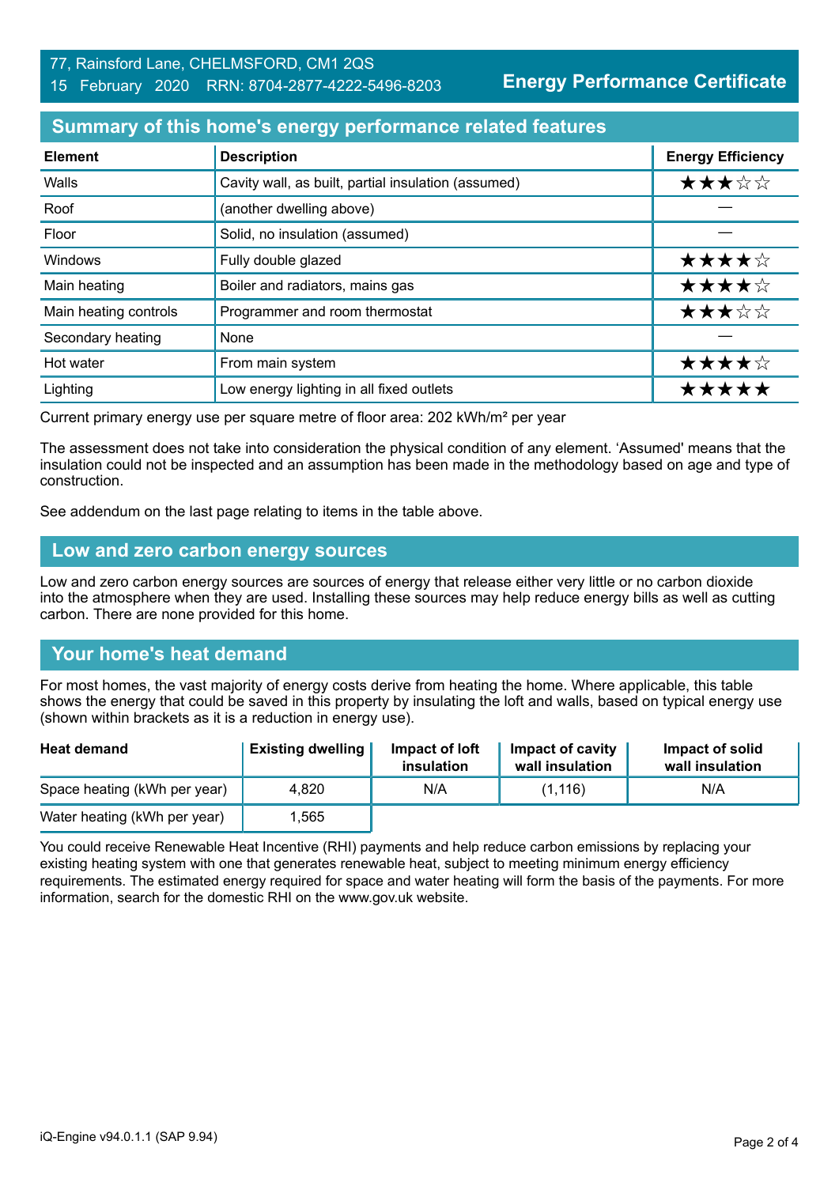77, Rainsford Lane, CHELMSFORD, CM1 2QS
15 February 2020 RRN: 8704-2877-4222-5496-8203

**Energy Performance Certificate**

## Summary of this home's energy performance related features

| Element | Description | Energy Efficiency |
|---|---|---|
| Walls | Cavity wall, as built, partial insulation (assumed) | ★★★☆☆ |
| Roof | (another dwelling above) | — |
| Floor | Solid, no insulation (assumed) | — |
| Windows | Fully double glazed | ★★★★☆ |
| Main heating | Boiler and radiators, mains gas | ★★★★☆ |
| Main heating controls | Programmer and room thermostat | ★★★☆☆ |
| Secondary heating | None | — |
| Hot water | From main system | ★★★★☆ |
| Lighting | Low energy lighting in all fixed outlets | ★★★★★ |

Current primary energy use per square metre of floor area: 202 kWh/m² per year

The assessment does not take into consideration the physical condition of any element. 'Assumed' means that the insulation could not be inspected and an assumption has been made in the methodology based on age and type of construction.

See addendum on the last page relating to items in the table above.

## Low and zero carbon energy sources

Low and zero carbon energy sources are sources of energy that release either very little or no carbon dioxide into the atmosphere when they are used. Installing these sources may help reduce energy bills as well as cutting carbon. There are none provided for this home.

## Your home's heat demand

For most homes, the vast majority of energy costs derive from heating the home. Where applicable, this table shows the energy that could be saved in this property by insulating the loft and walls, based on typical energy use (shown within brackets as it is a reduction in energy use).

| Heat demand | Existing dwelling | Impact of loft insulation | Impact of cavity wall insulation | Impact of solid wall insulation |
|---|---|---|---|---|
| Space heating (kWh per year) | 4,820 | N/A | (1,116) | N/A |
| Water heating (kWh per year) | 1,565 | | | |

You could receive Renewable Heat Incentive (RHI) payments and help reduce carbon emissions by replacing your existing heating system with one that generates renewable heat, subject to meeting minimum energy efficiency requirements. The estimated energy required for space and water heating will form the basis of the payments. For more information, search for the domestic RHI on the www.gov.uk website.

iQ-Engine v94.0.1.1 (SAP 9.94)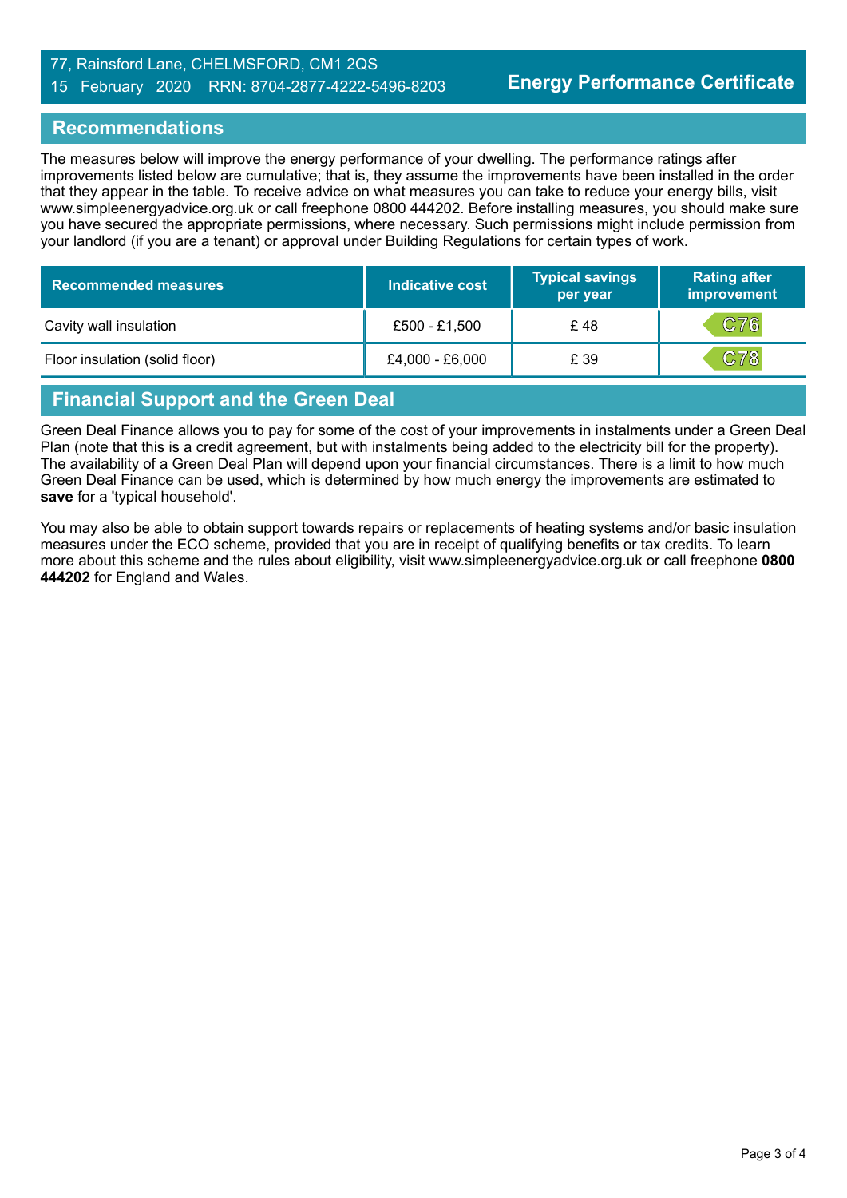## Recommendations

The measures below will improve the energy performance of your dwelling. The performance ratings after improvements listed below are cumulative; that is, they assume the improvements have been installed in the order that they appear in the table. To receive advice on what measures you can take to reduce your energy bills, visit www.simpleenergyadvice.org.uk or call freephone 0800 444202. Before installing measures, you should make sure you have secured the appropriate permissions, where necessary. Such permissions might include permission from your landlord (if you are a tenant) or approval under Building Regulations for certain types of work.

| Recommended measures | Indicative cost | Typical savings per year | Rating after improvement |
|---|---|---|---|
| Cavity wall insulation | £500 - £1,500 | £ 48 | C76 |
| Floor insulation (solid floor) | £4,000 - £6,000 | £ 39 | C78 |

## Financial Support and the Green Deal

Green Deal Finance allows you to pay for some of the cost of your improvements in instalments under a Green Deal Plan (note that this is a credit agreement, but with instalments being added to the electricity bill for the property). The availability of a Green Deal Plan will depend upon your financial circumstances. There is a limit to how much Green Deal Finance can be used, which is determined by how much energy the improvements are estimated to **save** for a 'typical household'.

You may also be able to obtain support towards repairs or replacements of heating systems and/or basic insulation measures under the ECO scheme, provided that you are in receipt of qualifying benefits or tax credits. To learn more about this scheme and the rules about eligibility, visit www.simpleenergyadvice.org.uk or call freephone **0800 444202** for England and Wales.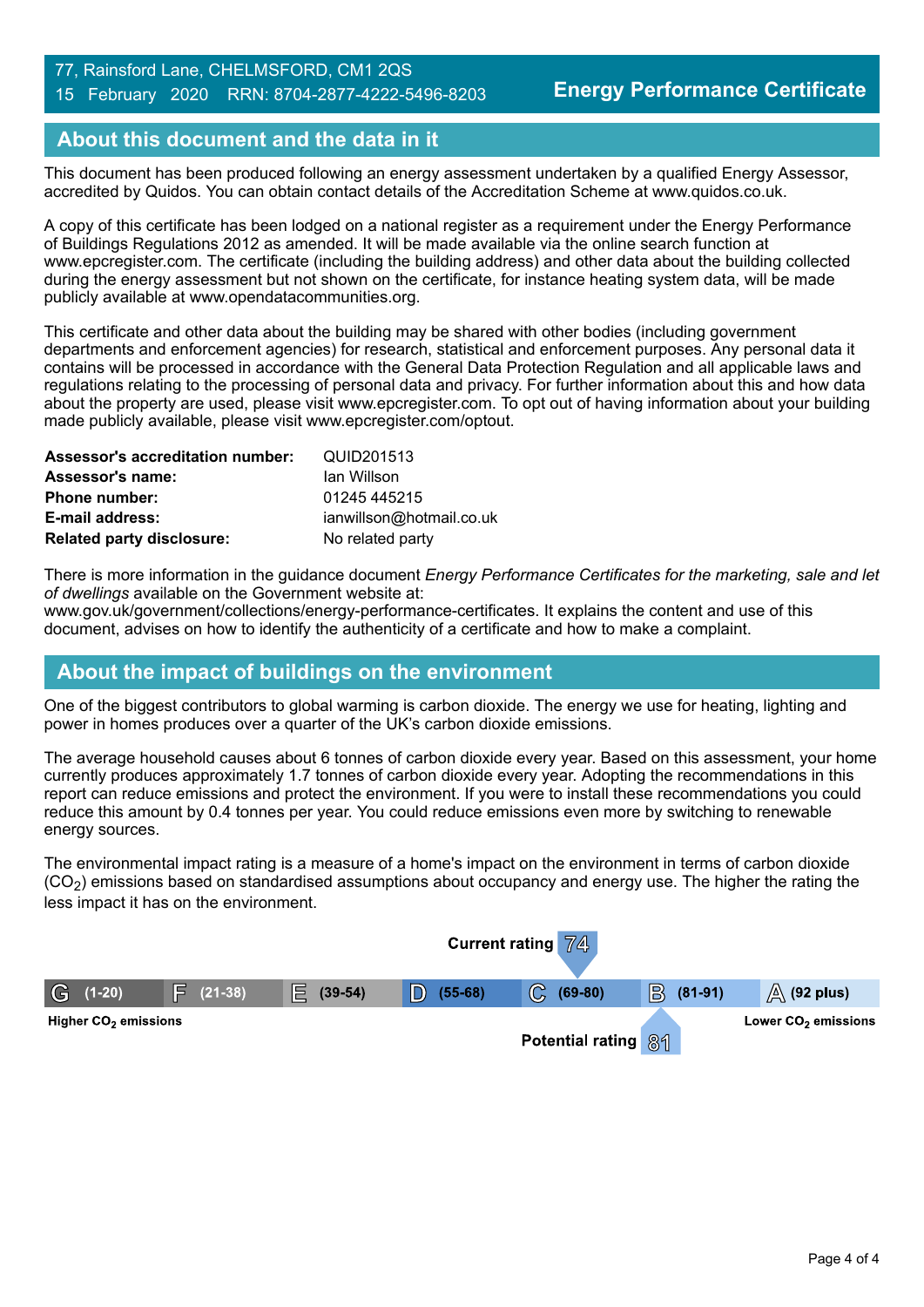77, Rainsford Lane, CHELMSFORD, CM1 2QS
15 February 2020 RRN: 8704-2877-4222-5496-8203

**Energy Performance Certificate**

## About this document and the data in it

This document has been produced following an energy assessment undertaken by a qualified Energy Assessor, accredited by Quidos. You can obtain contact details of the Accreditation Scheme at www.quidos.co.uk.

A copy of this certificate has been lodged on a national register as a requirement under the Energy Performance of Buildings Regulations 2012 as amended. It will be made available via the online search function at www.epcregister.com. The certificate (including the building address) and other data about the building collected during the energy assessment but not shown on the certificate, for instance heating system data, will be made publicly available at www.opendatacommunities.org.

This certificate and other data about the building may be shared with other bodies (including government departments and enforcement agencies) for research, statistical and enforcement purposes. Any personal data it contains will be processed in accordance with the General Data Protection Regulation and all applicable laws and regulations relating to the processing of personal data and privacy. For further information about this and how data about the property are used, please visit www.epcregister.com. To opt out of having information about your building made publicly available, please visit www.epcregister.com/optout.

| | |
|---|---|
| **Assessor's accreditation number:** | QUID201513 |
| **Assessor's name:** | Ian Willson |
| **Phone number:** | 01245 445215 |
| **E-mail address:** | ianwillson@hotmail.co.uk |
| **Related party disclosure:** | No related party |

There is more information in the guidance document *Energy Performance Certificates for the marketing, sale and let of dwellings* available on the Government website at: www.gov.uk/government/collections/energy-performance-certificates. It explains the content and use of this document, advises on how to identify the authenticity of a certificate and how to make a complaint.

## About the impact of buildings on the environment

One of the biggest contributors to global warming is carbon dioxide. The energy we use for heating, lighting and power in homes produces over a quarter of the UK's carbon dioxide emissions.

The average household causes about 6 tonnes of carbon dioxide every year. Based on this assessment, your home currently produces approximately 1.7 tonnes of carbon dioxide every year. Adopting the recommendations in this report can reduce emissions and protect the environment. If you were to install these recommendations you could reduce this amount by 0.4 tonnes per year. You could reduce emissions even more by switching to renewable energy sources.

The environmental impact rating is a measure of a home's impact on the environment in terms of carbon dioxide ($CO_2$) emissions based on standardised assumptions about occupancy and energy use. The higher the rating the less impact it has on the environment.

Current rating 74

G (1-20) F (21-38) E (39-54) D (55-68) C (69-80) B (81-91) A (92 plus)

Higher $CO_2$ emissions

Lower $CO_2$ emissions

Potential rating 81